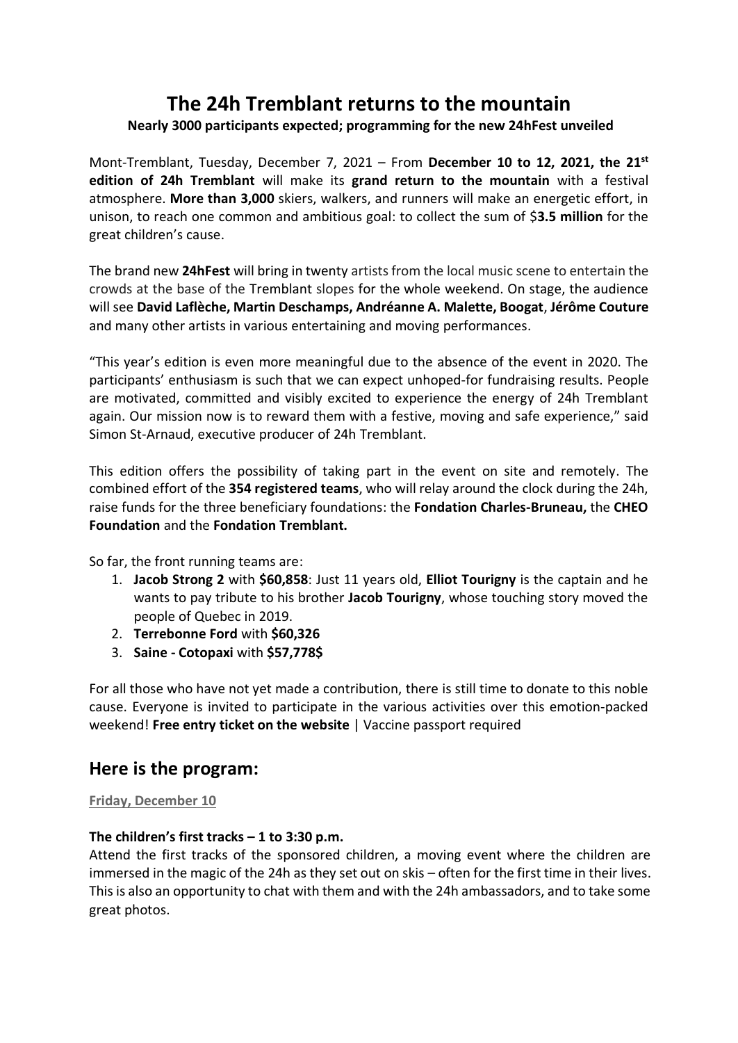# The 24h Tremblant returns to the mountain

**Nearly 3000 participants expected; programming for the new 24hFest unveiled**

Mont-Tremblant, Tuesday, December 7, 2021 – From **December 10 to 12, 2021, the 21st edition of 24h Tremblant** will make its **grand return to the mountain** with a festival atmosphere. **More than 3,000** skiers, walkers, and runners will make an energetic effort, in unison, to reach one common and ambitious goal: to collect the sum of $**3.5 million** for the great children's cause.

The brand new **24hFest** will bring in twenty artists from the local music scene to entertain the crowds at the base of the Tremblant slopes for the whole weekend. On stage, the audience will see **David Laflèche, Martin Deschamps, Andréanne A. Malette, Boogat**, **Jérôme Couture** and many other artists in various entertaining and moving performances.

"This year's edition is even more meaningful due to the absence of the event in 2020. The participants' enthusiasm is such that we can expect unhoped-for fundraising results. People are motivated, committed and visibly excited to experience the energy of 24h Tremblant again. Our mission now is to reward them with a festive, moving and safe experience," said Simon St-Arnaud, executive producer of 24h Tremblant.

This edition offers the possibility of taking part in the event on site and remotely. The combined effort of the **354 registered teams**, who will relay around the clock during the 24h, raise funds for the three beneficiary foundations: the **Fondation Charles-Bruneau,** the **CHEO Foundation** and the **Fondation Tremblant.**

So far, the front running teams are:

1. **Jacob Strong 2** with **$60,858**: Just 11 years old, **Elliot Tourigny** is the captain and he wants to pay tribute to his brother **Jacob Tourigny**, whose touching story moved the people of Quebec in 2019.
2. **Terrebonne Ford** with **$60,326**
3. **Saine - Cotopaxi** with **$57,778$**

For all those who have not yet made a contribution, there is still time to donate to this noble cause. Everyone is invited to participate in the various activities over this emotion-packed weekend! **Free entry ticket on the website** | Vaccine passport required

## Here is the program:

**Friday, December 10**

**The children's first tracks – 1 to 3:30 p.m.**

Attend the first tracks of the sponsored children, a moving event where the children are immersed in the magic of the 24h as they set out on skis – often for the first time in their lives. This is also an opportunity to chat with them and with the 24h ambassadors, and to take some great photos.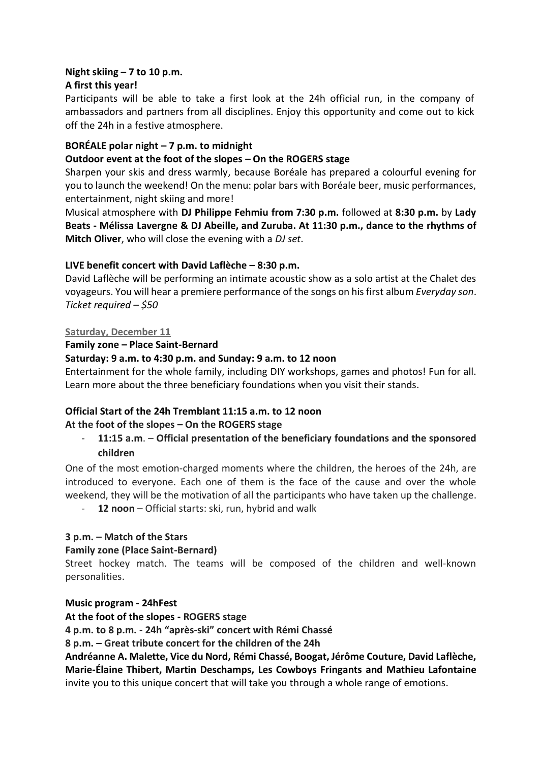**Night skiing – 7 to 10 p.m.**

**A first this year!**

Participants will be able to take a first look at the 24h official run, in the company of ambassadors and partners from all disciplines. Enjoy this opportunity and come out to kick off the 24h in a festive atmosphere.

**BORÉALE polar night – 7 p.m. to midnight**

**Outdoor event at the foot of the slopes – On the ROGERS stage**

Sharpen your skis and dress warmly, because Boréale has prepared a colourful evening for you to launch the weekend! On the menu: polar bars with Boréale beer, music performances, entertainment, night skiing and more!

Musical atmosphere with **DJ Philippe Fehmiu from 7:30 p.m.** followed at **8:30 p.m.** by **Lady Beats - Mélissa Lavergne & DJ Abeille, and Zuruba. At 11:30 p.m., dance to the rhythms of Mitch Oliver**, who will close the evening with a *DJ set*.

**LIVE benefit concert with David Laflèche – 8:30 p.m.**

David Laflèche will be performing an intimate acoustic show as a solo artist at the Chalet des voyageurs. You will hear a premiere performance of the songs on his first album *Everyday son*. *Ticket required – $50*

**Saturday, December 11**

**Family zone – Place Saint-Bernard**

**Saturday: 9 a.m. to 4:30 p.m. and Sunday: 9 a.m. to 12 noon**

Entertainment for the whole family, including DIY workshops, games and photos! Fun for all. Learn more about the three beneficiary foundations when you visit their stands.

**Official Start of the 24h Tremblant 11:15 a.m. to 12 noon**

**At the foot of the slopes – On the ROGERS stage**

- **11:15 a.m**. – **Official presentation of the beneficiary foundations and the sponsored children**

One of the most emotion-charged moments where the children, the heroes of the 24h, are introduced to everyone. Each one of them is the face of the cause and over the whole weekend, they will be the motivation of all the participants who have taken up the challenge.

- **12 noon** – Official starts: ski, run, hybrid and walk

**3 p.m. – Match of the Stars**

**Family zone (Place Saint-Bernard)**

Street hockey match. The teams will be composed of the children and well-known personalities.

**Music program - 24hFest**

**At the foot of the slopes - ROGERS stage**

**4 p.m. to 8 p.m. - 24h "après-ski" concert with Rémi Chassé**

**8 p.m. – Great tribute concert for the children of the 24h**

**Andréanne A. Malette, Vice du Nord, Rémi Chassé, Boogat, Jérôme Couture, David Laflèche, Marie-Élaine Thibert, Martin Deschamps, Les Cowboys Fringants and Mathieu Lafontaine** invite you to this unique concert that will take you through a whole range of emotions.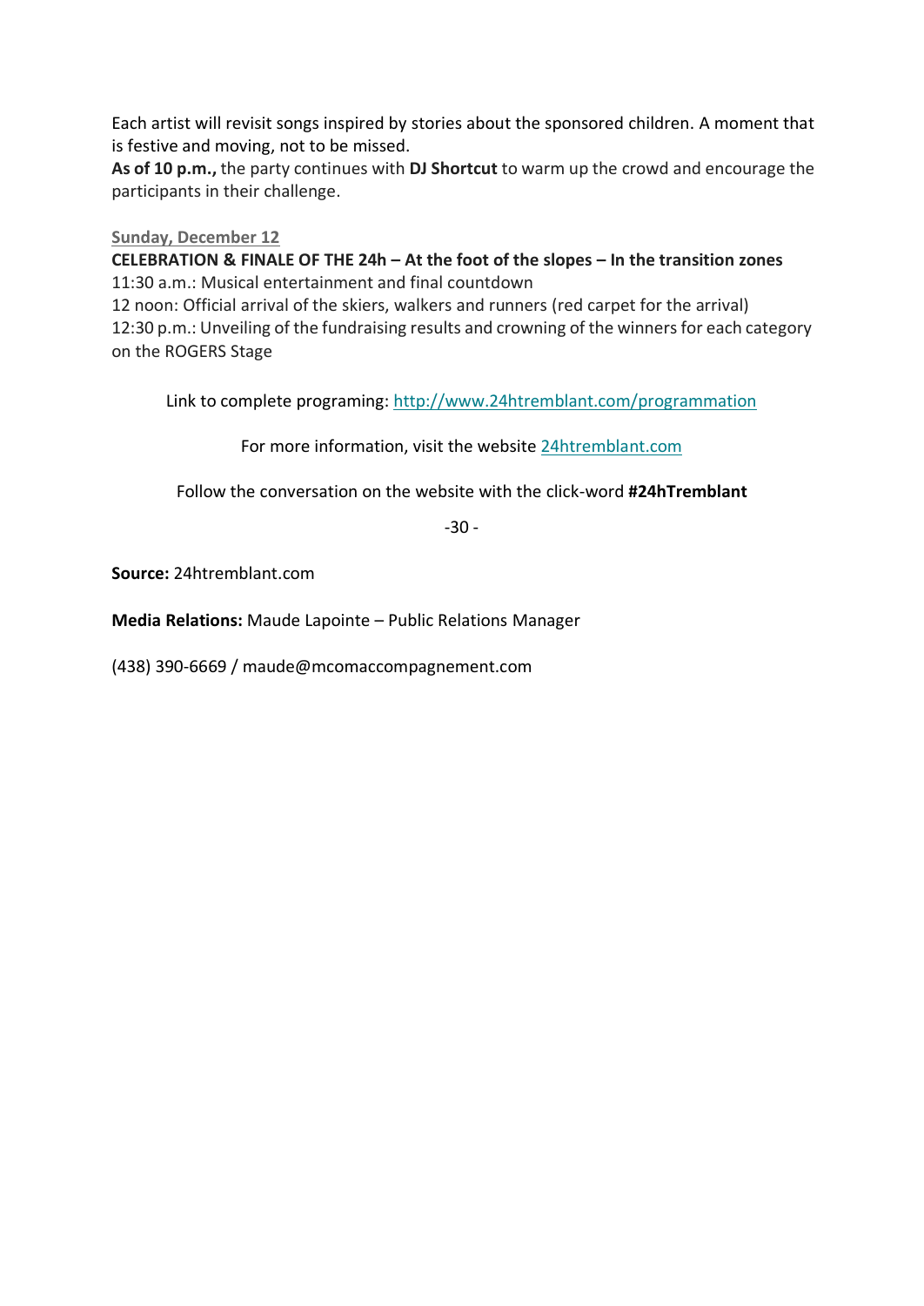Each artist will revisit songs inspired by stories about the sponsored children. A moment that is festive and moving, not to be missed.
**As of 10 p.m.,** the party continues with **DJ Shortcut** to warm up the crowd and encourage the participants in their challenge.

**Sunday, December 12**

**CELEBRATION & FINALE OF THE 24h – At the foot of the slopes – In the transition zones**
11:30 a.m.: Musical entertainment and final countdown
12 noon: Official arrival of the skiers, walkers and runners (red carpet for the arrival)
12:30 p.m.: Unveiling of the fundraising results and crowning of the winners for each category on the ROGERS Stage

Link to complete programing: [http://www.24htremblant.com/programmation](http://www.24htremblant.com/programmation)

For more information, visit the website [24htremblant.com](http://24htremblant.com)

Follow the conversation on the website with the click-word **#24hTremblant**

-30 -

**Source:** 24htremblant.com

**Media Relations:** Maude Lapointe – Public Relations Manager

(438) 390-6669 / maude@mcomaccompagnement.com